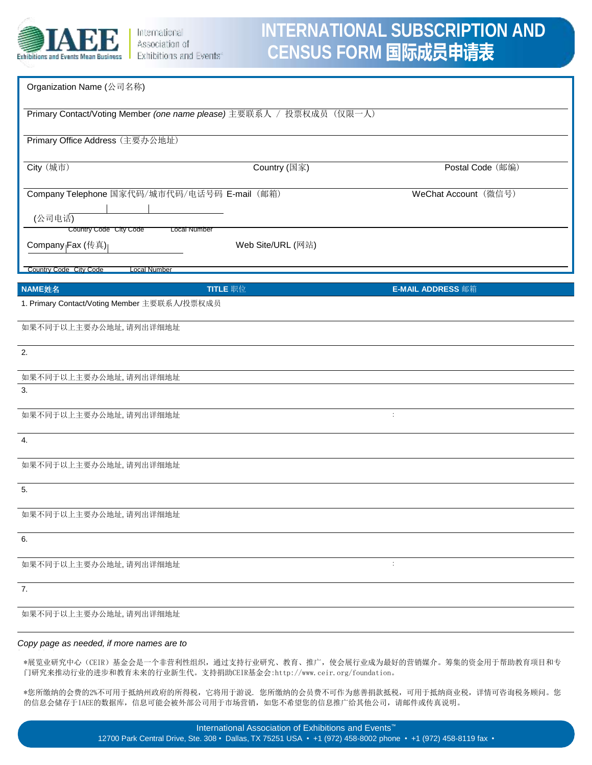IAEE Exhibitions and Events Mean Business | International Association of Exhibitions and Events

# INTERNATIONAL SUBSCRIPTION AND CENSUS FORM 国际成员申请表

Organization Name (公司名称)

Primary Contact/Voting Member *(one name please)* 主要联系人 / 投票权成员 (仅限一人)

Primary Office Address (主要办公地址)

City (城市) | Country (国家) | Postal Code (邮编)

Company Telephone (公司电话) 国家代码/城市代码/电话号码 | E-mail (邮箱) | WeChat Account (微信号)

Country Code | City Code | Local Number

Company Fax (传真) | Web Site/URL (网站)

Country Code | City Code | Local Number

| NAME姓名 | TITLE 职位 | E-MAIL ADDRESS 邮箱 |
|---|---|---|
| 1. Primary Contact/Voting Member 主要联系人/投票权成员 | | |
| 如果不同于以上主要办公地址, 请列出详细地址 | | |
| 2. | | |
| 如果不同于以上主要办公地址, 请列出详细地址 | | |
| 3. | | |
| 如果不同于以上主要办公地址, 请列出详细地址 | | : |
| 4. | | |
| 如果不同于以上主要办公地址, 请列出详细地址 | | |
| 5. | | |
| 如果不同于以上主要办公地址, 请列出详细地址 | | |
| 6. | | |
| 如果不同于以上主要办公地址, 请列出详细地址 | | : |
| 7. | | |
| 如果不同于以上主要办公地址, 请列出详细地址 | | |

*Copy page as needed, if more names are to*

*展览业研究中心（CEIR）基金会是一个非营利性组织，通过支持行业研究、教育、推广，使会展行业成为最好的营销媒介。筹集的资金用于帮助教育项目和专门研究来推动行业的进步和教育未来的行业新生代。支持捐助CEIR基金会:http://www.ceir.org/foundation。

*您所缴纳的会费的2%不可用于抵纳州政府的所得税，它将用于游说. 您所缴纳的会员费不可作为慈善捐款抵税，可用于抵纳商业税，详情可咨询税务顾问。您的信息会储存于IAEE的数据库，信息可能会被外部公司用于市场营销，如您不希望您的信息推广给其他公司，请邮件或传真说明。

International Association of Exhibitions and Events™
12700 Park Central Drive, Ste. 308 • Dallas, TX 75251 USA • +1 (972) 458-8002 phone • +1 (972) 458-8119 fax •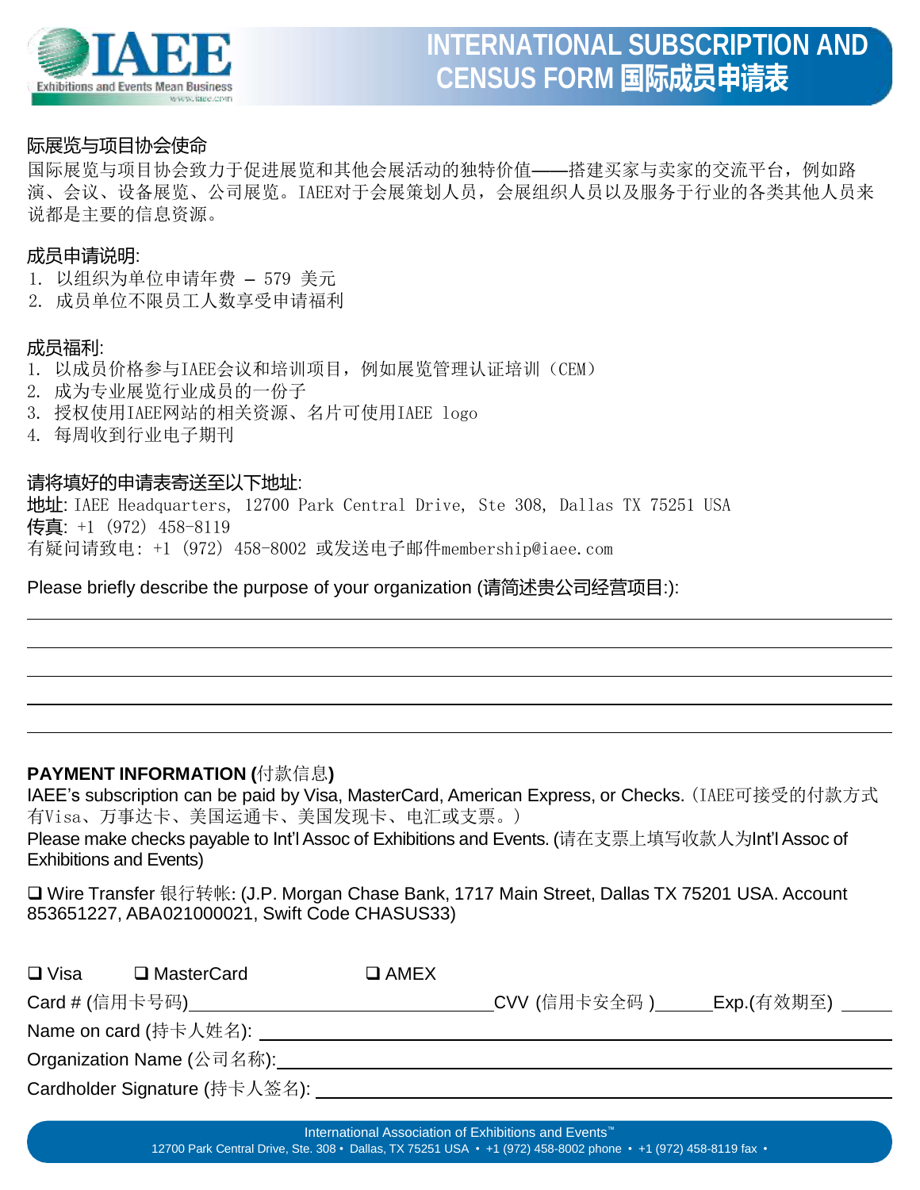# INTERNATIONAL SUBSCRIPTION AND CENSUS FORM 国际成员申请表

## 际展览与项目协会使命

国际展览与项目协会致力于促进展览和其他会展活动的独特价值——搭建买家与卖家的交流平台，例如路演、会议、设备展览、公司展览。IAEE对于会展策划人员，会展组织人员以及服务于行业的各类其他人员来说都是主要的信息资源。

## 成员申请说明:

1. 以组织为单位申请年费 – 579 美元
2. 成员单位不限员工人数享受申请福利

## 成员福利:

1. 以成员价格参与IAEE会议和培训项目，例如展览管理认证培训（CEM）
2. 成为专业展览行业成员的一份子
3. 授权使用IAEE网站的相关资源、名片可使用IAEE logo
4. 每周收到行业电子期刊

## 请将填好的申请表寄送至以下地址:

**地址**: IAEE Headquarters, 12700 Park Central Drive, Ste 308, Dallas TX 75251 USA
**传真**: +1 (972) 458-8119
有疑问请致电: +1 (972) 458-8002 或发送电子邮件membership@iaee.com

Please briefly describe the purpose of your organization (请简述贵公司经营项目:):

______________________________________________________________________

______________________________________________________________________

______________________________________________________________________

______________________________________________________________________

______________________________________________________________________

**PAYMENT INFORMATION (**付款信息**)**

IAEE's subscription can be paid by Visa, MasterCard, American Express, or Checks.（IAEE可接受的付款方式有Visa、万事达卡、美国运通卡、美国发现卡、电汇或支票。）
Please make checks payable to Int'l Assoc of Exhibitions and Events. (请在支票上填写收款人为Int'l Assoc of Exhibitions and Events)

❑ Wire Transfer 银行转帐: (J.P. Morgan Chase Bank, 1717 Main Street, Dallas TX 75201 USA. Account 853651227, ABA021000021, Swift Code CHASUS33)

❑ Visa ❑ MasterCard ❑ AMEX

Card # (信用卡号码)______________________________ CVV (信用卡安全码 )______ Exp.(有效期至) ______

Name on card (持卡人姓名): ______________________________

Organization Name (公司名称): ______________________________

Cardholder Signature (持卡人签名): ______________________________

International Association of Exhibitions and Events™
12700 Park Central Drive, Ste. 308 • Dallas, TX 75251 USA • +1 (972) 458-8002 phone • +1 (972) 458-8119 fax •